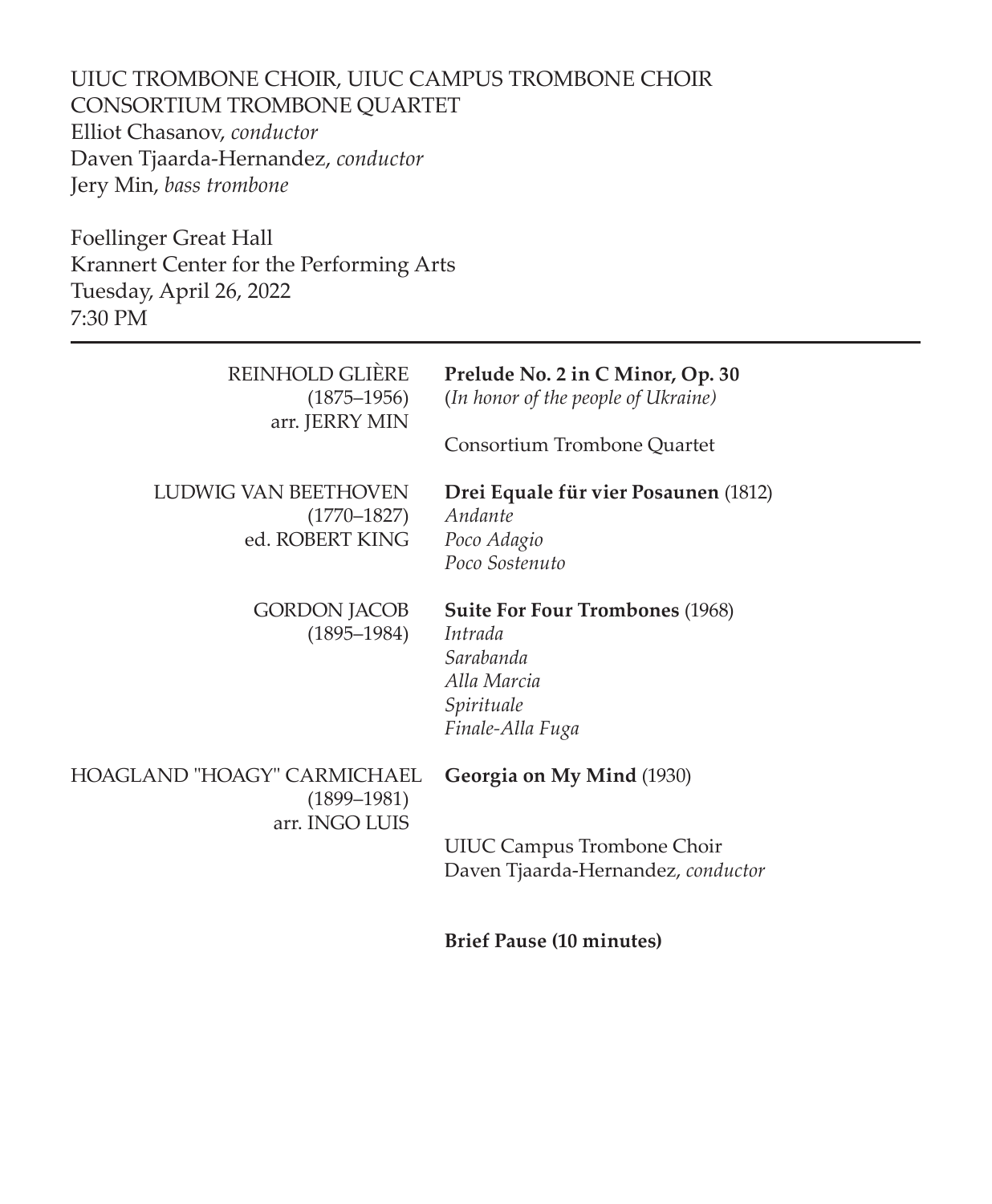UIUC TROMBONE CHOIR, UIUC CAMPUS TROMBONE CHOIR
CONSORTIUM TROMBONE QUARTET
Elliot Chasanov, *conductor*
Daven Tjaarda-Hernandez, *conductor*
Jery Min, *bass trombone*

Foellinger Great Hall
Krannert Center for the Performing Arts
Tuesday, April 26, 2022
7:30 PM

---

REINHOLD GLIÈRE
(1875–1956)
arr. JERRY MIN

**Prelude No. 2 in C Minor, Op. 30**
(*In honor of the people of Ukraine)*

Consortium Trombone Quartet

LUDWIG VAN BEETHOVEN
(1770–1827)
ed. ROBERT KING

**Drei Equale für vier Posaunen** (1812)
*Andante*
*Poco Adagio*
*Poco Sostenuto*

GORDON JACOB
(1895–1984)

**Suite For Four Trombones** (1968)
*Intrada*
*Sarabanda*
*Alla Marcia*
*Spirituale*
*Finale-Alla Fuga*

HOAGLAND "HOAGY" CARMICHAEL
(1899–1981)
arr. INGO LUIS

**Georgia on My Mind** (1930)

UIUC Campus Trombone Choir
Daven Tjaarda-Hernandez, *conductor*

**Brief Pause (10 minutes)**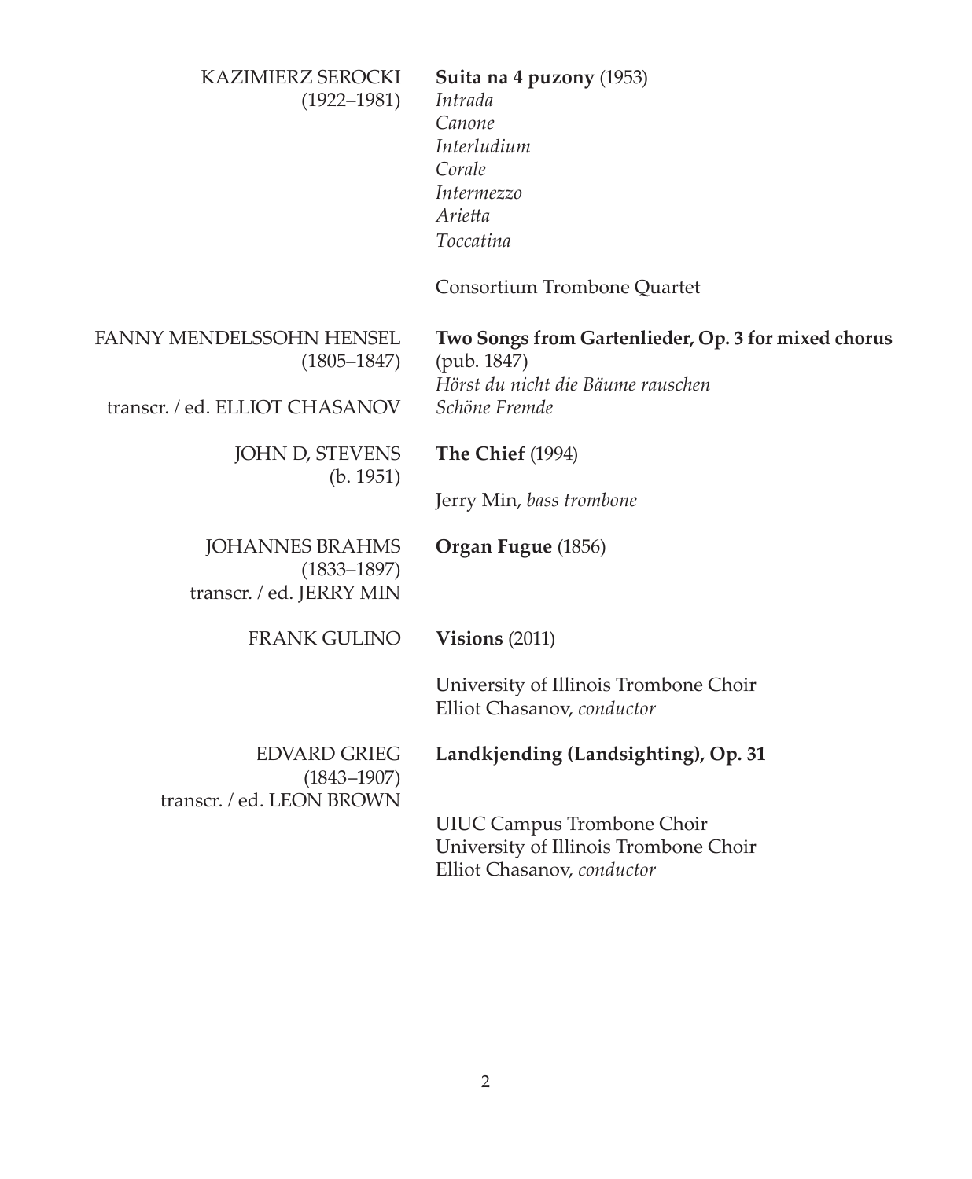KAZIMIERZ SEROCKI
(1922–1981)

**Suita na 4 puzony** (1953)
*Intrada*
*Canone*
*Interludium*
*Corale*
*Intermezzo*
*Arietta*
*Toccatina*

Consortium Trombone Quartet

FANNY MENDELSSOHN HENSEL
(1805–1847)
transcr. / ed. ELLIOT CHASANOV

**Two Songs from Gartenlieder, Op. 3 for mixed chorus** (pub. 1847)
*Hörst du nicht die Bäume rauschen*
*Schöne Fremde*

JOHN D, STEVENS
(b. 1951)

**The Chief** (1994)

Jerry Min, *bass trombone*

JOHANNES BRAHMS
(1833–1897)
transcr. / ed. JERRY MIN

**Organ Fugue** (1856)

FRANK GULINO

**Visions** (2011)

University of Illinois Trombone Choir
Elliot Chasanov, *conductor*

EDVARD GRIEG
(1843–1907)
transcr. / ed. LEON BROWN

**Landkjending (Landsighting), Op. 31**

UIUC Campus Trombone Choir
University of Illinois Trombone Choir
Elliot Chasanov, *conductor*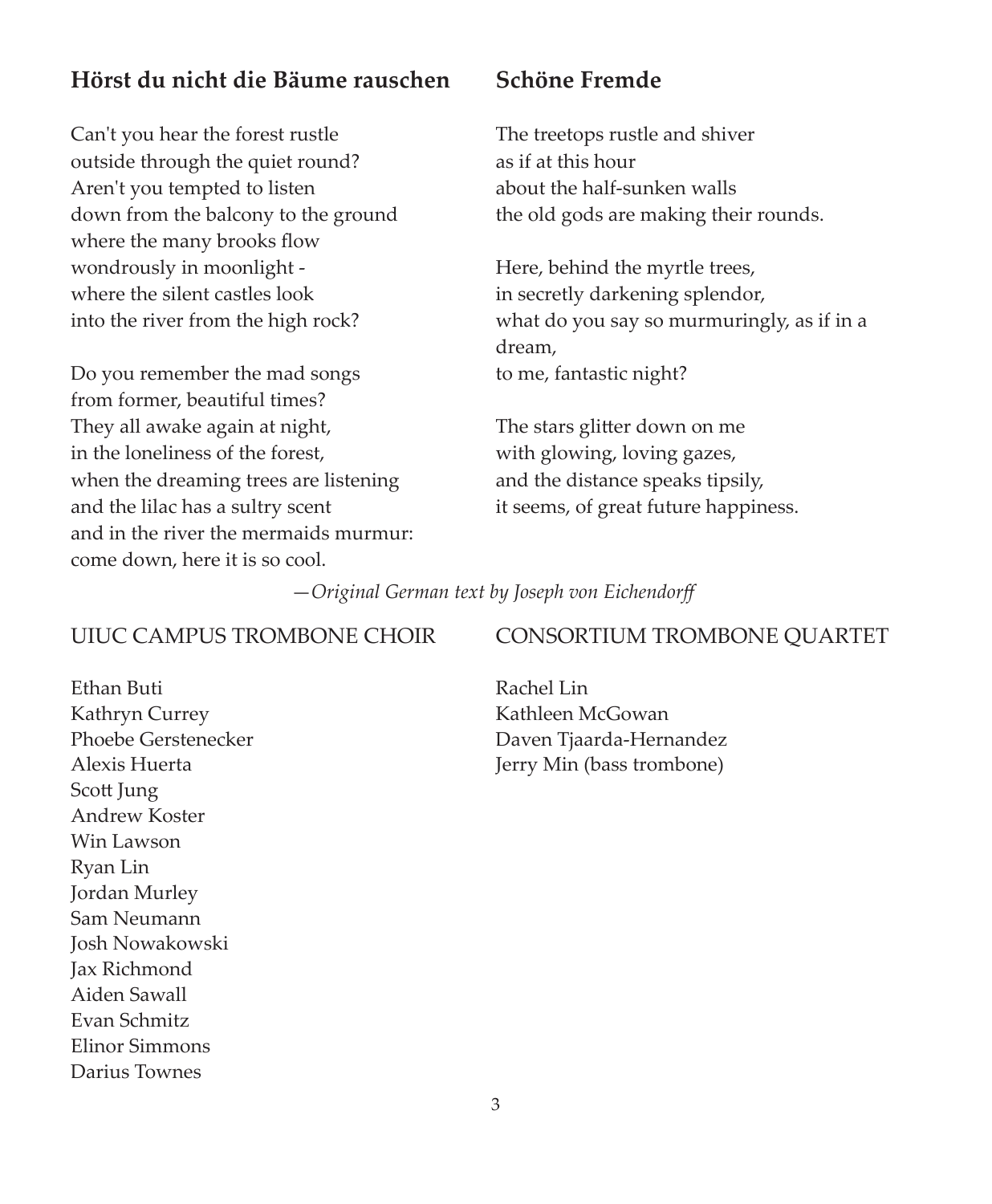## Hörst du nicht die Bäume rauschen

Can't you hear the forest rustle  
outside through the quiet round?  
Aren't you tempted to listen  
down from the balcony to the ground  
where the many brooks flow  
wondrously in moonlight -  
where the silent castles look  
into the river from the high rock?

Do you remember the mad songs  
from former, beautiful times?  
They all awake again at night,  
in the loneliness of the forest,  
when the dreaming trees are listening  
and the lilac has a sultry scent  
and in the river the mermaids murmur:  
come down, here it is so cool.

## Schöne Fremde

The treetops rustle and shiver  
as if at this hour  
about the half-sunken walls  
the old gods are making their rounds.

Here, behind the myrtle trees,  
in secretly darkening splendor,  
what do you say so murmuringly, as if in a dream,  
to me, fantastic night?

The stars glitter down on me  
with glowing, loving gazes,  
and the distance speaks tipsily,  
it seems, of great future happiness.

*—Original German text by Joseph von Eichendorff*

UIUC CAMPUS TROMBONE CHOIR

Ethan Buti  
Kathryn Currey  
Phoebe Gerstenecker  
Alexis Huerta  
Scott Jung  
Andrew Koster  
Win Lawson  
Ryan Lin  
Jordan Murley  
Sam Neumann  
Josh Nowakowski  
Jax Richmond  
Aiden Sawall  
Evan Schmitz  
Elinor Simmons  
Darius Townes

CONSORTIUM TROMBONE QUARTET

Rachel Lin  
Kathleen McGowan  
Daven Tjaarda-Hernandez  
Jerry Min (bass trombone)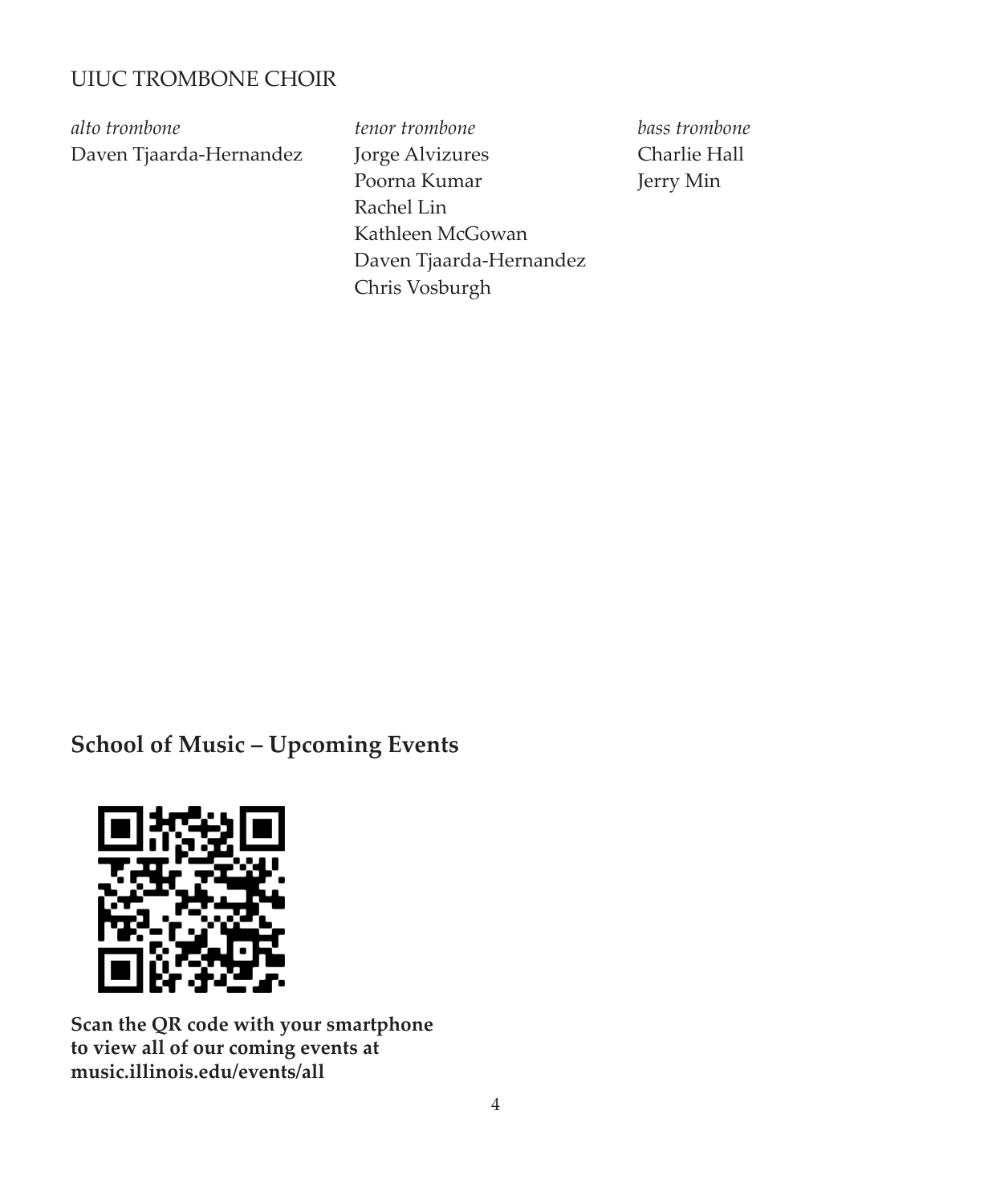## UIUC TROMBONE CHOIR

*alto trombone*
Daven Tjaarda-Hernandez

*tenor trombone*
Jorge Alvizures
Poorna Kumar
Rachel Lin
Kathleen McGowan
Daven Tjaarda-Hernandez
Chris Vosburgh

*bass trombone*
Charlie Hall
Jerry Min

## School of Music – Upcoming Events

**Scan the QR code with your smartphone to view all of our coming events at music.illinois.edu/events/all**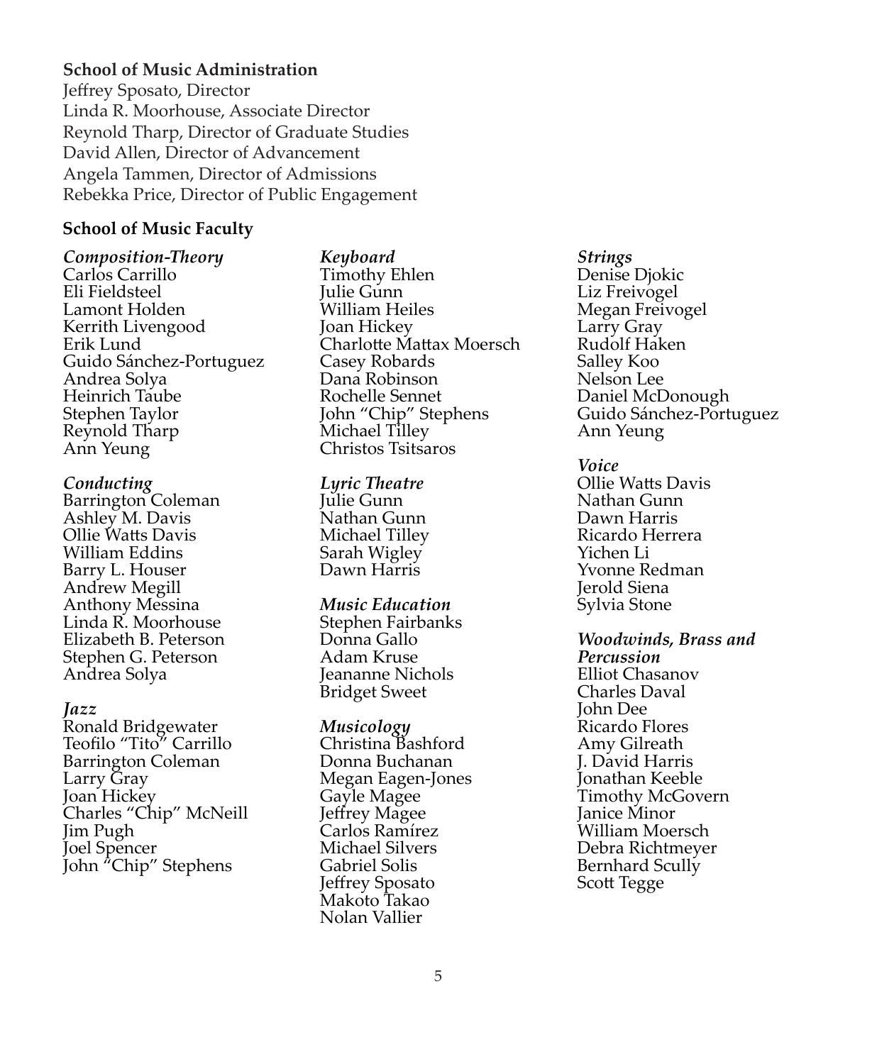**School of Music Administration**

Jeffrey Sposato, Director
Linda R. Moorhouse, Associate Director
Reynold Tharp, Director of Graduate Studies
David Allen, Director of Advancement
Angela Tammen, Director of Admissions
Rebekka Price, Director of Public Engagement

**School of Music Faculty**

***Composition-Theory***
Carlos Carrillo
Eli Fieldsteel
Lamont Holden
Kerrith Livengood
Erik Lund
Guido Sánchez-Portuguez
Andrea Solya
Heinrich Taube
Stephen Taylor
Reynold Tharp
Ann Yeung

***Conducting***
Barrington Coleman
Ashley M. Davis
Ollie Watts Davis
William Eddins
Barry L. Houser
Andrew Megill
Anthony Messina
Linda R. Moorhouse
Elizabeth B. Peterson
Stephen G. Peterson
Andrea Solya

***Jazz***
Ronald Bridgewater
Teofilo "Tito" Carrillo
Barrington Coleman
Larry Gray
Joan Hickey
Charles "Chip" McNeill
Jim Pugh
Joel Spencer
John "Chip" Stephens

***Keyboard***
Timothy Ehlen
Julie Gunn
William Heiles
Joan Hickey
Charlotte Mattax Moersch
Casey Robards
Dana Robinson
Rochelle Sennet
John "Chip" Stephens
Michael Tilley
Christos Tsitsaros

***Lyric Theatre***
Julie Gunn
Nathan Gunn
Michael Tilley
Sarah Wigley
Dawn Harris

***Music Education***
Stephen Fairbanks
Donna Gallo
Adam Kruse
Jeananne Nichols
Bridget Sweet

***Musicology***
Christina Bashford
Donna Buchanan
Megan Eagen-Jones
Gayle Magee
Jeffrey Magee
Carlos Ramírez
Michael Silvers
Gabriel Solis
Jeffrey Sposato
Makoto Takao
Nolan Vallier

***Strings***
Denise Djokic
Liz Freivogel
Megan Freivogel
Larry Gray
Rudolf Haken
Salley Koo
Nelson Lee
Daniel McDonough
Guido Sánchez-Portuguez
Ann Yeung

***Voice***
Ollie Watts Davis
Nathan Gunn
Dawn Harris
Ricardo Herrera
Yichen Li
Yvonne Redman
Jerold Siena
Sylvia Stone

***Woodwinds, Brass and Percussion***
Elliot Chasanov
Charles Daval
John Dee
Ricardo Flores
Amy Gilreath
J. David Harris
Jonathan Keeble
Timothy McGovern
Janice Minor
William Moersch
Debra Richtmeyer
Bernhard Scully
Scott Tegge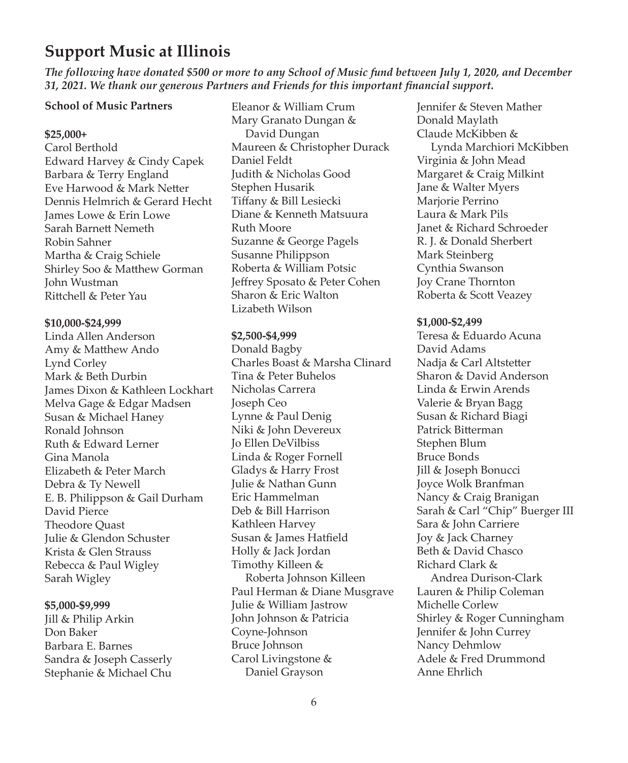# Support Music at Illinois

***The following have donated $500 or more to any School of Music fund between July 1, 2020, and December 31, 2021. We thank our generous Partners and Friends for this important financial support.***

**School of Music Partners**

**$25,000+**

Carol Berthold
Edward Harvey & Cindy Capek
Barbara & Terry England
Eve Harwood & Mark Netter
Dennis Helmrich & Gerard Hecht
James Lowe & Erin Lowe
Sarah Barnett Nemeth
Robin Sahner
Martha & Craig Schiele
Shirley Soo & Matthew Gorman
John Wustman
Rittchell & Peter Yau

**$10,000-$24,999**

Linda Allen Anderson
Amy & Matthew Ando
Lynd Corley
Mark & Beth Durbin
James Dixon & Kathleen Lockhart
Melva Gage & Edgar Madsen
Susan & Michael Haney
Ronald Johnson
Ruth & Edward Lerner
Gina Manola
Elizabeth & Peter March
Debra & Ty Newell
E. B. Philippson & Gail Durham
David Pierce
Theodore Quast
Julie & Glendon Schuster
Krista & Glen Strauss
Rebecca & Paul Wigley
Sarah Wigley

**$5,000-$9,999**

Jill & Philip Arkin
Don Baker
Barbara E. Barnes
Sandra & Joseph Casserly
Stephanie & Michael Chu
Eleanor & William Crum
Mary Granato Dungan & David Dungan
Maureen & Christopher Durack
Daniel Feldt
Judith & Nicholas Good
Stephen Husarik
Tiffany & Bill Lesiecki
Diane & Kenneth Matsuura
Ruth Moore
Suzanne & George Pagels
Susanne Philippson
Roberta & William Potsic
Jeffrey Sposato & Peter Cohen
Sharon & Eric Walton
Lizabeth Wilson

**$2,500-$4,999**

Donald Bagby
Charles Boast & Marsha Clinard
Tina & Peter Buhelos
Nicholas Carrera
Joseph Ceo
Lynne & Paul Denig
Niki & John Devereux
Jo Ellen DeVilbiss
Linda & Roger Fornell
Gladys & Harry Frost
Julie & Nathan Gunn
Eric Hammelman
Deb & Bill Harrison
Kathleen Harvey
Susan & James Hatfield
Holly & Jack Jordan
Timothy Killeen & Roberta Johnson Killeen
Paul Herman & Diane Musgrave
Julie & William Jastrow
John Johnson & Patricia Coyne-Johnson
Bruce Johnson
Carol Livingstone & Daniel Grayson
Jennifer & Steven Mather
Donald Maylath
Claude McKibben & Lynda Marchiori McKibben
Virginia & John Mead
Margaret & Craig Milkint
Jane & Walter Myers
Marjorie Perrino
Laura & Mark Pils
Janet & Richard Schroeder
R. J. & Donald Sherbert
Mark Steinberg
Cynthia Swanson
Joy Crane Thornton
Roberta & Scott Veazey

**$1,000-$2,499**

Teresa & Eduardo Acuna
David Adams
Nadja & Carl Altstetter
Sharon & David Anderson
Linda & Erwin Arends
Valerie & Bryan Bagg
Susan & Richard Biagi
Patrick Bitterman
Stephen Blum
Bruce Bonds
Jill & Joseph Bonucci
Joyce Wolk Branfman
Nancy & Craig Branigan
Sarah & Carl "Chip" Buerger III
Sara & John Carriere
Joy & Jack Charney
Beth & David Chasco
Richard Clark & Andrea Durison-Clark
Lauren & Philip Coleman
Michelle Corlew
Shirley & Roger Cunningham
Jennifer & John Currey
Nancy Dehmlow
Adele & Fred Drummond
Anne Ehrlich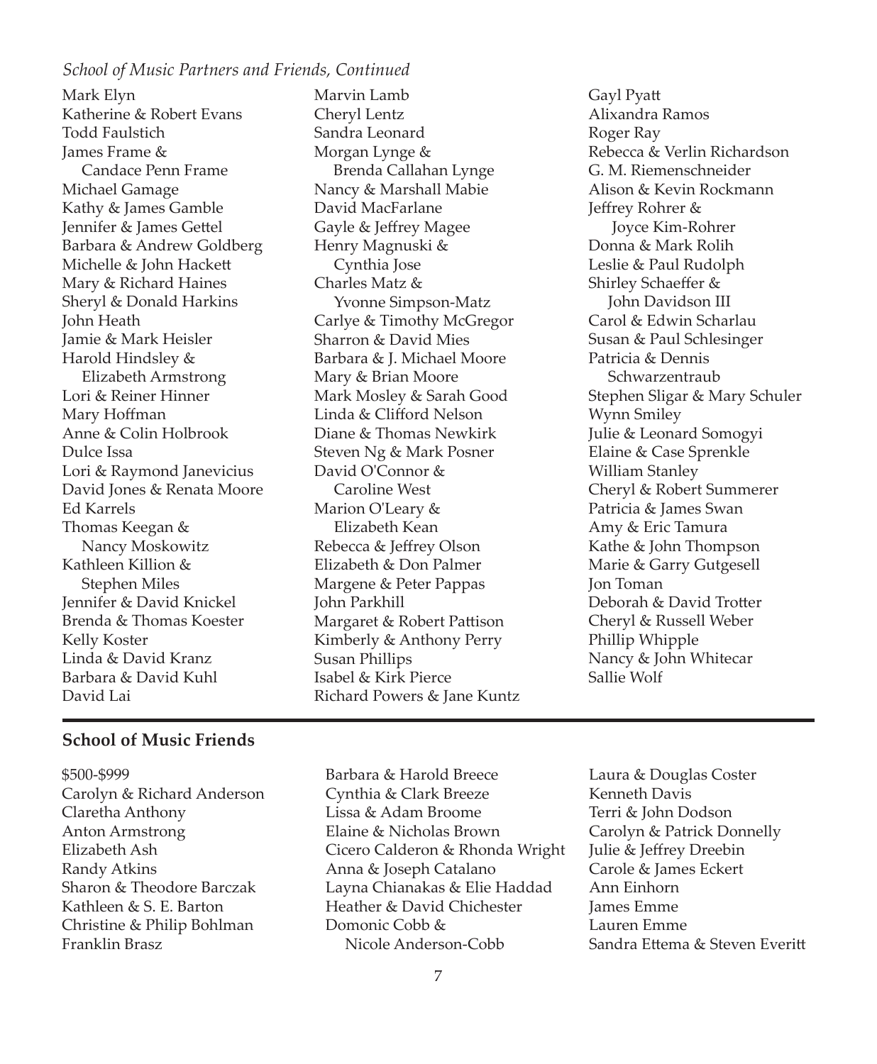*School of Music Partners and Friends, Continued*

Mark Elyn
Katherine & Robert Evans
Todd Faulstich
James Frame & Candace Penn Frame
Michael Gamage
Kathy & James Gamble
Jennifer & James Gettel
Barbara & Andrew Goldberg
Michelle & John Hackett
Mary & Richard Haines
Sheryl & Donald Harkins
John Heath
Jamie & Mark Heisler
Harold Hindsley & Elizabeth Armstrong
Lori & Reiner Hinner
Mary Hoffman
Anne & Colin Holbrook
Dulce Issa
Lori & Raymond Janevicius
David Jones & Renata Moore
Ed Karrels
Thomas Keegan & Nancy Moskowitz
Kathleen Killion & Stephen Miles
Jennifer & David Knickel
Brenda & Thomas Koester
Kelly Koster
Linda & David Kranz
Barbara & David Kuhl
David Lai
Marvin Lamb
Cheryl Lentz
Sandra Leonard
Morgan Lynge & Brenda Callahan Lynge
Nancy & Marshall Mabie
David MacFarlane
Gayle & Jeffrey Magee
Henry Magnuski & Cynthia Jose
Charles Matz & Yvonne Simpson-Matz
Carlye & Timothy McGregor
Sharron & David Mies
Barbara & J. Michael Moore
Mary & Brian Moore
Mark Mosley & Sarah Good
Linda & Clifford Nelson
Diane & Thomas Newkirk
Steven Ng & Mark Posner
David O'Connor & Caroline West
Marion O'Leary & Elizabeth Kean
Rebecca & Jeffrey Olson
Elizabeth & Don Palmer
Margene & Peter Pappas
John Parkhill
Margaret & Robert Pattison
Kimberly & Anthony Perry
Susan Phillips
Isabel & Kirk Pierce
Richard Powers & Jane Kuntz
Gayl Pyatt
Alixandra Ramos
Roger Ray
Rebecca & Verlin Richardson
G. M. Riemenschneider
Alison & Kevin Rockmann
Jeffrey Rohrer & Joyce Kim-Rohrer
Donna & Mark Rolih
Leslie & Paul Rudolph
Shirley Schaeffer & John Davidson III
Carol & Edwin Scharlau
Susan & Paul Schlesinger
Patricia & Dennis Schwarzentraub
Stephen Sligar & Mary Schuler
Wynn Smiley
Julie & Leonard Somogyi
Elaine & Case Sprenkle
William Stanley
Cheryl & Robert Summerer
Patricia & James Swan
Amy & Eric Tamura
Kathe & John Thompson
Marie & Garry Gutgesell
Jon Toman
Deborah & David Trotter
Cheryl & Russell Weber
Phillip Whipple
Nancy & John Whitecar
Sallie Wolf

## School of Music Friends

$500-$999

Carolyn & Richard Anderson
Claretha Anthony
Anton Armstrong
Elizabeth Ash
Randy Atkins
Sharon & Theodore Barczak
Kathleen & S. E. Barton
Christine & Philip Bohlman
Franklin Brasz
Barbara & Harold Breece
Cynthia & Clark Breeze
Lissa & Adam Broome
Elaine & Nicholas Brown
Cicero Calderon & Rhonda Wright
Anna & Joseph Catalano
Layna Chianakas & Elie Haddad
Heather & David Chichester
Domonic Cobb & Nicole Anderson-Cobb
Laura & Douglas Coster
Kenneth Davis
Terri & John Dodson
Carolyn & Patrick Donnelly
Julie & Jeffrey Dreebin
Carole & James Eckert
Ann Einhorn
James Emme
Lauren Emme
Sandra Ettema & Steven Everitt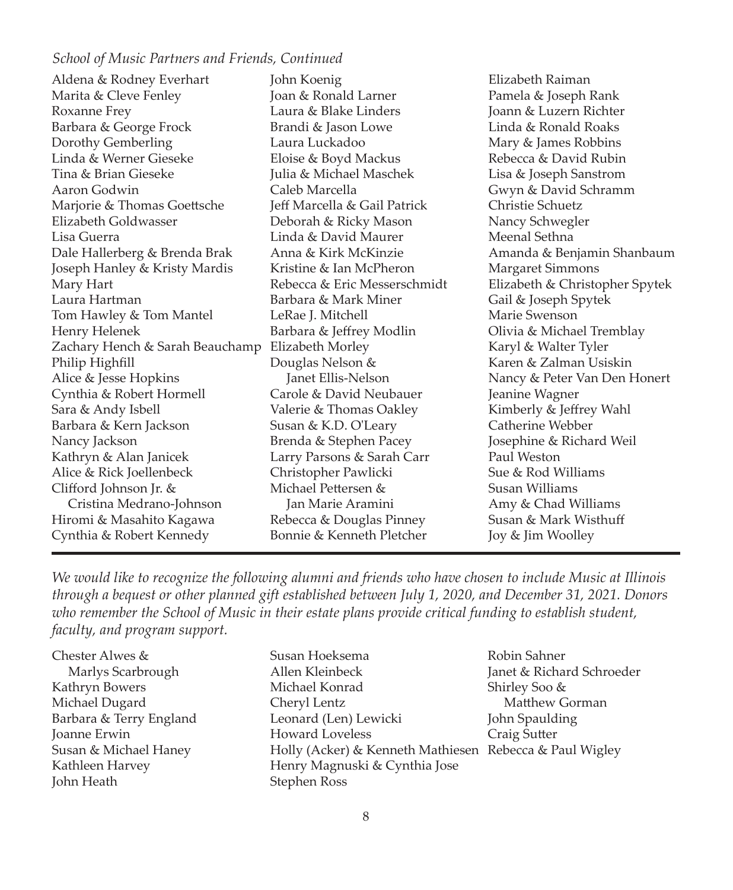*School of Music Partners and Friends, Continued*

Aldena & Rodney Everhart
Marita & Cleve Fenley
Roxanne Frey
Barbara & George Frock
Dorothy Gemberling
Linda & Werner Gieseke
Tina & Brian Gieseke
Aaron Godwin
Marjorie & Thomas Goettsche
Elizabeth Goldwasser
Lisa Guerra
Dale Hallerberg & Brenda Brak
Joseph Hanley & Kristy Mardis
Mary Hart
Laura Hartman
Tom Hawley & Tom Mantel
Henry Helenek
Zachary Hench & Sarah Beauchamp
Philip Highfill
Alice & Jesse Hopkins
Cynthia & Robert Hormell
Sara & Andy Isbell
Barbara & Kern Jackson
Nancy Jackson
Kathryn & Alan Janicek
Alice & Rick Joellenbeck
Clifford Johnson Jr. & Cristina Medrano-Johnson
Hiromi & Masahito Kagawa
Cynthia & Robert Kennedy
John Koenig
Joan & Ronald Larner
Laura & Blake Linders
Brandi & Jason Lowe
Laura Luckadoo
Eloise & Boyd Mackus
Julia & Michael Maschek
Caleb Marcella
Jeff Marcella & Gail Patrick
Deborah & Ricky Mason
Linda & David Maurer
Anna & Kirk McKinzie
Kristine & Ian McPheron
Rebecca & Eric Messerschmidt
Barbara & Mark Miner
LeRae J. Mitchell
Barbara & Jeffrey Modlin
Elizabeth Morley
Douglas Nelson & Janet Ellis-Nelson
Carole & David Neubauer
Valerie & Thomas Oakley
Susan & K.D. O'Leary
Brenda & Stephen Pacey
Larry Parsons & Sarah Carr
Christopher Pawlicki
Michael Pettersen & Jan Marie Aramini
Rebecca & Douglas Pinney
Bonnie & Kenneth Pletcher
Elizabeth Raiman
Pamela & Joseph Rank
Joann & Luzern Richter
Linda & Ronald Roaks
Mary & James Robbins
Rebecca & David Rubin
Lisa & Joseph Sanstrom
Gwyn & David Schramm
Christie Schuetz
Nancy Schwegler
Meenal Sethna
Amanda & Benjamin Shanbaum
Margaret Simmons
Elizabeth & Christopher Spytek
Gail & Joseph Spytek
Marie Swenson
Olivia & Michael Tremblay
Karyl & Walter Tyler
Karen & Zalman Usiskin
Nancy & Peter Van Den Honert
Jeanine Wagner
Kimberly & Jeffrey Wahl
Catherine Webber
Josephine & Richard Weil
Paul Weston
Sue & Rod Williams
Susan Williams
Amy & Chad Williams
Susan & Mark Wisthuff
Joy & Jim Woolley

---

*We would like to recognize the following alumni and friends who have chosen to include Music at Illinois through a bequest or other planned gift established between July 1, 2020, and December 31, 2021. Donors who remember the School of Music in their estate plans provide critical funding to establish student, faculty, and program support.*

Chester Alwes & Marlys Scarbrough
Kathryn Bowers
Michael Dugard
Barbara & Terry England
Joanne Erwin
Susan & Michael Haney
Kathleen Harvey
John Heath
Susan Hoeksema
Allen Kleinbeck
Michael Konrad
Cheryl Lentz
Leonard (Len) Lewicki
Howard Loveless
Holly (Acker) & Kenneth Mathiesen
Henry Magnuski & Cynthia Jose
Stephen Ross
Robin Sahner
Janet & Richard Schroeder
Shirley Soo & Matthew Gorman
John Spaulding
Craig Sutter
Rebecca & Paul Wigley